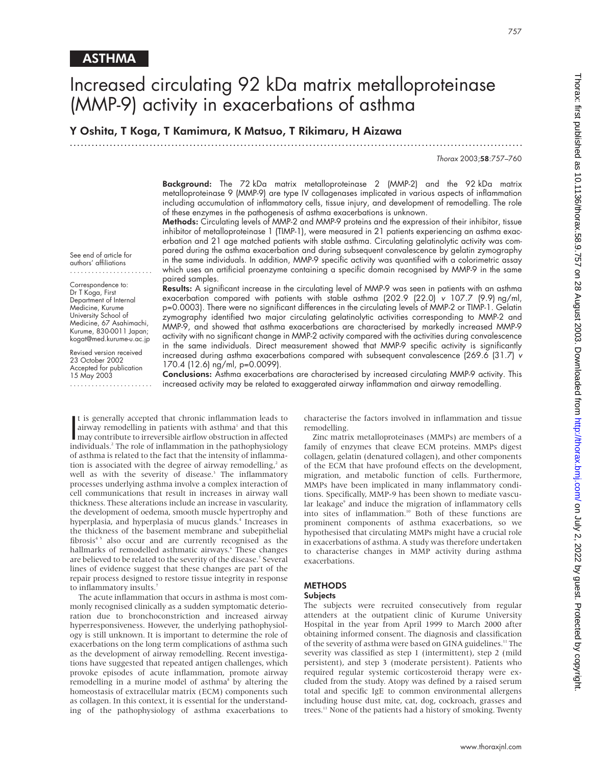ASTHMA

# Increased circulating 92 kDa matrix metalloproteinase (MMP-9) activity in exacerbations of asthma

**Y Oshita, T Koga, T Kamimura, K Matsuo, T Rikimaru, H Aizawa**

See end of article for authors' affiliations

Correspondence to: Dr T Koga, First Department of Internal Medicine, Kurume University School of Medicine, 67 Asahimachi, Kurume, 830-0011 Japan; kogat@med.kurume-u.ac.jp

Revised version received 23 October 2002
Accepted for publication 15 May 2003

**Background:** The 72 kDa matrix metalloproteinase 2 (MMP-2) and the 92 kDa matrix metalloproteinase 9 (MMP-9) are type IV collagenases implicated in various aspects of inflammation including accumulation of inflammatory cells, tissue injury, and development of remodelling. The role of these enzymes in the pathogenesis of asthma exacerbations is unknown.

**Methods:** Circulating levels of MMP-2 and MMP-9 proteins and the expression of their inhibitor, tissue inhibitor of metalloproteinase 1 (TIMP-1), were measured in 21 patients experiencing an asthma exacerbation and 21 age matched patients with stable asthma. Circulating gelatinolytic activity was compared during the asthma exacerbation and during subsequent convalescence by gelatin zymography in the same individuals. In addition, MMP-9 specific activity was quantified with a colorimetric assay which uses an artificial proenzyme containing a specific domain recognised by MMP-9 in the same paired samples.

**Results:** A significant increase in the circulating level of MMP-9 was seen in patients with an asthma exacerbation compared with patients with stable asthma (202.9 (22.0) *v* 107.7 (9.9) ng/ml, p=0.0003). There were no significant differences in the circulating levels of MMP-2 or TIMP-1. Gelatin zymography identified two major circulating gelatinolytic activities corresponding to MMP-2 and MMP-9, and showed that asthma exacerbations are characterised by markedly increased MMP-9 activity with no significant change in MMP-2 activity compared with the activities during convalescence in the same individuals. Direct measurement showed that MMP-9 specific activity is significantly increased during asthma exacerbations compared with subsequent convalescence (269.6 (31.7) *v* 170.4 (12.6) ng/ml, p=0.0099).

**Conclusions:** Asthma exacerbations are characterised by increased circulating MMP-9 activity. This increased activity may be related to exaggerated airway inflammation and airway remodelling.

It is generally accepted that chronic inflammation leads to airway remodelling in patients with asthma[1] and that this may contribute to irreversible airflow obstruction in affected individuals.[2] The role of inflammation in the pathophysiology of asthma is related to the fact that the intensity of inflammation is associated with the degree of airway remodelling,[2] as well as with the severity of disease.[3] The inflammatory processes underlying asthma involve a complex interaction of cell communications that result in increases in airway wall thickness. These alterations include an increase in vascularity, the development of oedema, smooth muscle hypertrophy and hyperplasia, and hyperplasia of mucus glands.[4] Increases in the thickness of the basement membrane and subepithelial fibrosis[4,5] also occur and are currently recognised as the hallmarks of remodelled asthmatic airways.[6] These changes are believed to be related to the severity of the disease.[7] Several lines of evidence suggest that these changes are part of the repair process designed to restore tissue integrity in response to inflammatory insults.[7]

The acute inflammation that occurs in asthma is most commonly recognised clinically as a sudden symptomatic deterioration due to bronchoconstriction and increased airway hyperresponsiveness. However, the underlying pathophysiology is still unknown. It is important to determine the role of exacerbations on the long term complications of asthma such as the development of airway remodelling. Recent investigations have suggested that repeated antigen challenges, which provoke episodes of acute inflammation, promote airway remodelling in a murine model of asthma[8] by altering the homeostasis of extracellular matrix (ECM) components such as collagen. In this context, it is essential for the understanding of the pathophysiology of asthma exacerbations to characterise the factors involved in inflammation and tissue remodelling.

Zinc matrix metalloproteinases (MMPs) are members of a family of enzymes that cleave ECM proteins. MMPs digest collagen, gelatin (denatured collagen), and other components of the ECM that have profound effects on the development, migration, and metabolic function of cells. Furthermore, MMPs have been implicated in many inflammatory conditions. Specifically, MMP-9 has been shown to mediate vascular leakage[9] and induce the migration of inflammatory cells into sites of inflammation.[10] Both of these functions are prominent components of asthma exacerbations, so we hypothesised that circulating MMPs might have a crucial role in exacerbations of asthma. A study was therefore undertaken to characterise changes in MMP activity during asthma exacerbations.

## METHODS

### Subjects

The subjects were recruited consecutively from regular attenders at the outpatient clinic of Kurume University Hospital in the year from April 1999 to March 2000 after obtaining informed consent. The diagnosis and classification of the severity of asthma were based on GINA guidelines.[11] The severity was classified as step 1 (intermittent), step 2 (mild persistent), and step 3 (moderate persistent). Patients who required regular systemic corticosteroid therapy were excluded from the study. Atopy was defined by a raised serum total and specific IgE to common environmental allergens including house dust mite, cat, dog, cockroach, grasses and trees.[11] None of the patients had a history of smoking. Twenty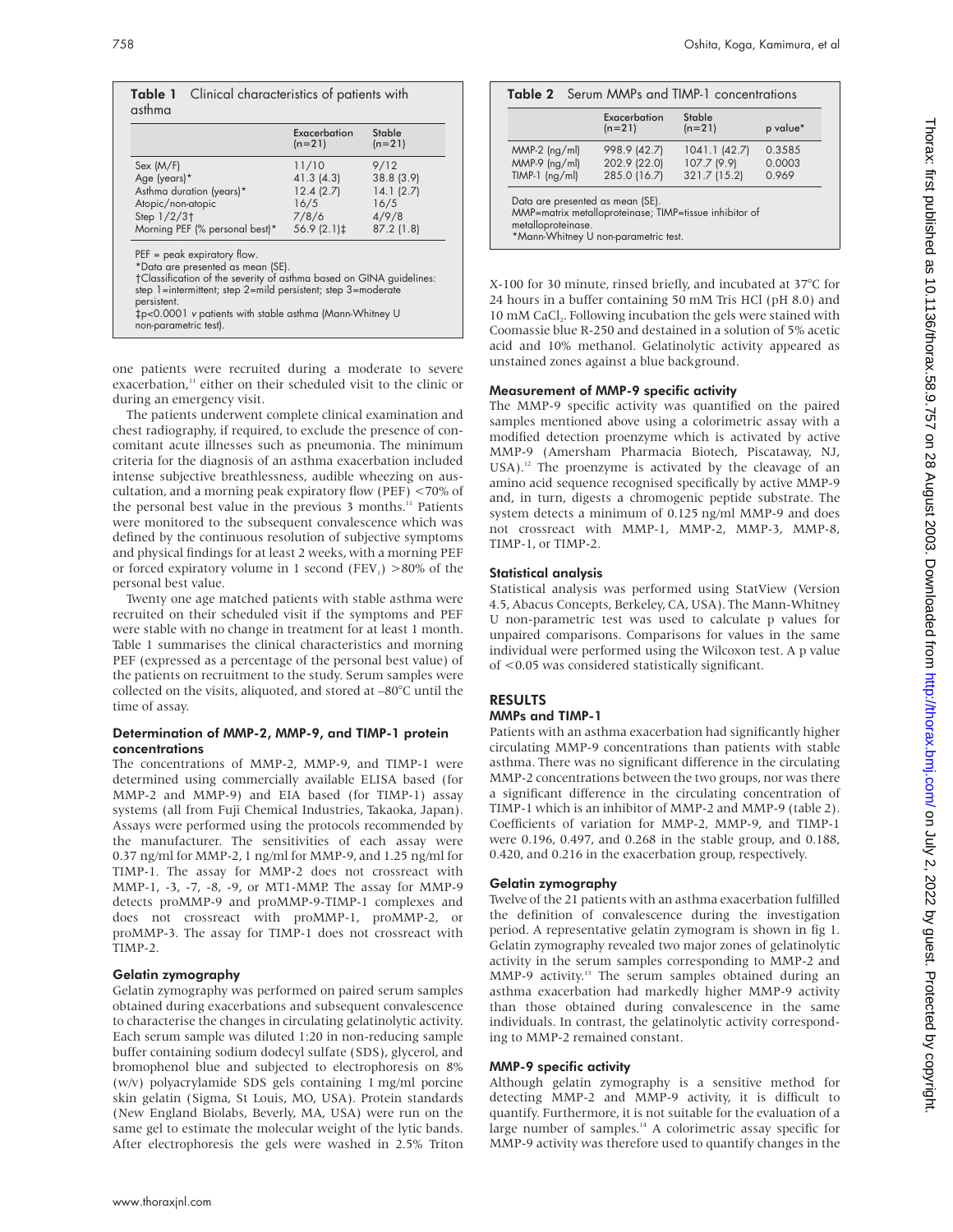**Table 1** Clinical characteristics of patients with asthma

| | Exacerbation (n=21) | Stable (n=21) |
|---|---|---|
| Sex (M/F) | 11/10 | 9/12 |
| Age (years)* | 41.3 (4.3) | 38.8 (3.9) |
| Asthma duration (years)* | 12.4 (2.7) | 14.1 (2.7) |
| Atopic/non-atopic | 16/5 | 16/5 |
| Step 1/2/3† | 7/8/6 | 4/9/8 |
| Morning PEF (% personal best)* | 56.9 (2.1)‡ | 87.2 (1.8) |

PEF = peak expiratory flow.
*Data are presented as mean (SE).
†Classification of the severity of asthma based on GINA guidelines: step 1=intermittent; step 2=mild persistent; step 3=moderate persistent.
‡p<0.0001 *v* patients with stable asthma (Mann-Whitney U non-parametric test).

one patients were recruited during a moderate to severe exacerbation,[11] either on their scheduled visit to the clinic or during an emergency visit.

The patients underwent complete clinical examination and chest radiography, if required, to exclude the presence of concomitant acute illnesses such as pneumonia. The minimum criteria for the diagnosis of an asthma exacerbation included intense subjective breathlessness, audible wheezing on auscultation, and a morning peak expiratory flow (PEF) <70% of the personal best value in the previous 3 months.[11] Patients were monitored to the subsequent convalescence which was defined by the continuous resolution of subjective symptoms and physical findings for at least 2 weeks, with a morning PEF or forced expiratory volume in 1 second ($FEV_1$) >80% of the personal best value.

Twenty one age matched patients with stable asthma were recruited on their scheduled visit if the symptoms and PEF were stable with no change in treatment for at least 1 month. Table 1 summarises the clinical characteristics and morning PEF (expressed as a percentage of the personal best value) of the patients on recruitment to the study. Serum samples were collected on the visits, aliquoted, and stored at –80°C until the time of assay.

### Determination of MMP-2, MMP-9, and TIMP-1 protein concentrations

The concentrations of MMP-2, MMP-9, and TIMP-1 were determined using commercially available ELISA based (for MMP-2 and MMP-9) and EIA based (for TIMP-1) assay systems (all from Fuji Chemical Industries, Takaoka, Japan). Assays were performed using the protocols recommended by the manufacturer. The sensitivities of each assay were 0.37 ng/ml for MMP-2, 1 ng/ml for MMP-9, and 1.25 ng/ml for TIMP-1. The assay for MMP-2 does not crossreact with MMP-1, -3, -7, -8, -9, or MT1-MMP. The assay for MMP-9 detects proMMP-9 and proMMP-9-TIMP-1 complexes and does not crossreact with proMMP-1, proMMP-2, or proMMP-3. The assay for TIMP-1 does not crossreact with TIMP-2.

### Gelatin zymography

Gelatin zymography was performed on paired serum samples obtained during exacerbations and subsequent convalescence to characterise the changes in circulating gelatinolytic activity. Each serum sample was diluted 1:20 in non-reducing sample buffer containing sodium dodecyl sulfate (SDS), glycerol, and bromophenol blue and subjected to electrophoresis on 8% (w/v) polyacrylamide SDS gels containing 1 mg/ml porcine skin gelatin (Sigma, St Louis, MO, USA). Protein standards (New England Biolabs, Beverly, MA, USA) were run on the same gel to estimate the molecular weight of the lytic bands. After electrophoresis the gels were washed in 2.5% Triton X-100 for 30 minute, rinsed briefly, and incubated at 37°C for 24 hours in a buffer containing 50 mM Tris HCl (pH 8.0) and 10 mM $CaCl_2$. Following incubation the gels were stained with Coomassie blue R-250 and destained in a solution of 5% acetic acid and 10% methanol. Gelatinolytic activity appeared as unstained zones against a blue background.

**Table 2** Serum MMPs and TIMP-1 concentrations

| | Exacerbation (n=21) | Stable (n=21) | p value* |
|---|---|---|---|
| MMP-2 (ng/ml) | 998.9 (42.7) | 1041.1 (42.7) | 0.3585 |
| MMP-9 (ng/ml) | 202.9 (22.0) | 107.7 (9.9) | 0.0003 |
| TIMP-1 (ng/ml) | 285.0 (16.7) | 321.7 (15.2) | 0.969 |

Data are presented as mean (SE).
MMP=matrix metalloproteinase; TIMP=tissue inhibitor of metalloproteinase.
*Mann-Whitney U non-parametric test.

### Measurement of MMP-9 specific activity

The MMP-9 specific activity was quantified on the paired samples mentioned above using a colorimetric assay with a modified detection proenzyme which is activated by active MMP-9 (Amersham Pharmacia Biotech, Piscataway, NJ, USA).[12] The proenzyme is activated by the cleavage of an amino acid sequence recognised specifically by active MMP-9 and, in turn, digests a chromogenic peptide substrate. The system detects a minimum of 0.125 ng/ml MMP-9 and does not crossreact with MMP-1, MMP-2, MMP-3, MMP-8, TIMP-1, or TIMP-2.

### Statistical analysis

Statistical analysis was performed using StatView (Version 4.5, Abacus Concepts, Berkeley, CA, USA). The Mann-Whitney U non-parametric test was used to calculate p values for unpaired comparisons. Comparisons for values in the same individual were performed using the Wilcoxon test. A p value of <0.05 was considered statistically significant.

## RESULTS

### MMPs and TIMP-1

Patients with an asthma exacerbation had significantly higher circulating MMP-9 concentrations than patients with stable asthma. There was no significant difference in the circulating MMP-2 concentrations between the two groups, nor was there a significant difference in the circulating concentration of TIMP-1 which is an inhibitor of MMP-2 and MMP-9 (table 2). Coefficients of variation for MMP-2, MMP-9, and TIMP-1 were 0.196, 0.497, and 0.268 in the stable group, and 0.188, 0.420, and 0.216 in the exacerbation group, respectively.

### Gelatin zymography

Twelve of the 21 patients with an asthma exacerbation fulfilled the definition of convalescence during the investigation period. A representative gelatin zymogram is shown in fig 1. Gelatin zymography revealed two major zones of gelatinolytic activity in the serum samples corresponding to MMP-2 and MMP-9 activity.[13] The serum samples obtained during an asthma exacerbation had markedly higher MMP-9 activity than those obtained during convalescence in the same individuals. In contrast, the gelatinolytic activity corresponding to MMP-2 remained constant.

### MMP-9 specific activity

Although gelatin zymography is a sensitive method for detecting MMP-2 and MMP-9 activity, it is difficult to quantify. Furthermore, it is not suitable for the evaluation of a large number of samples.[14] A colorimetric assay specific for MMP-9 activity was therefore used to quantify changes in the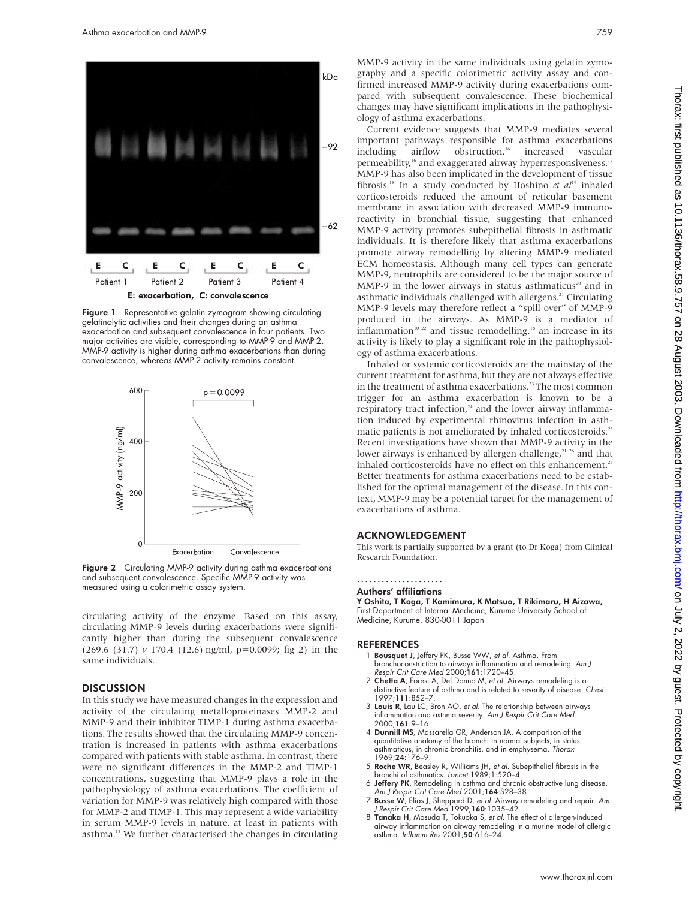Figure 1 Representative gelatin zymogram showing circulating gelatinolytic activities and their changes during an asthma exacerbation and subsequent convalescence in four patients. Two major activities are visible, corresponding to MMP-9 and MMP-2. MMP-9 activity is higher during asthma exacerbations than during convalescence, whereas MMP-2 activity remains constant.

Figure 2 Circulating MMP-9 activity during asthma exacerbations and subsequent convalescence. Specific MMP-9 activity was measured using a colorimetric assay system.

circulating activity of the enzyme. Based on this assay, circulating MMP-9 levels during exacerbations were significantly higher than during the subsequent convalescence (269.6 (31.7) *v* 170.4 (12.6) ng/ml, $p=0.0099$; fig 2) in the same individuals.

## DISCUSSION

In this study we have measured changes in the expression and activity of the circulating metalloproteinases MMP-2 and MMP-9 and their inhibitor TIMP-1 during asthma exacerbations. The results showed that the circulating MMP-9 concentration is increased in patients with asthma exacerbations compared with patients with stable asthma. In contrast, there were no significant differences in the MMP-2 and TIMP-1 concentrations, suggesting that MMP-9 plays a role in the pathophysiology of asthma exacerbations. The coefficient of variation for MMP-9 was relatively high compared with those for MMP-2 and TIMP-1. This may represent a wide variability in serum MMP-9 levels in nature, at least in patients with asthma.[15] We further characterised the changes in circulating MMP-9 activity in the same individuals using gelatin zymography and a specific colorimetric activity assay and confirmed increased MMP-9 activity during exacerbations compared with subsequent convalescence. These biochemical changes may have significant implications in the pathophysiology of asthma exacerbations.

Current evidence suggests that MMP-9 mediates several important pathways responsible for asthma exacerbations including airflow obstruction,[16] increased vascular permeability,[16] and exaggerated airway hyperresponsiveness.[17] MMP-9 has also been implicated in the development of tissue fibrosis.[18] In a study conducted by Hoshino *et al*[19] inhaled corticosteroids reduced the amount of reticular basement membrane in association with decreased MMP-9 immunoreactivity in bronchial tissue, suggesting that enhanced MMP-9 activity promotes subepithelial fibrosis in asthmatic individuals. It is therefore likely that asthma exacerbations promote airway remodelling by altering MMP-9 mediated ECM homeostasis. Although many cell types can generate MMP-9, neutrophils are considered to be the major source of MMP-9 in the lower airways in status asthmaticus[20] and in asthmatic individuals challenged with allergens.[21] Circulating MMP-9 levels may therefore reflect a "spill over" of MMP-9 produced in the airways. As MMP-9 is a mediator of inflammation[10 22] and tissue remodelling,[18] an increase in its activity is likely to play a significant role in the pathophysiology of asthma exacerbations.

Inhaled or systemic corticosteroids are the mainstay of the current treatment for asthma, but they are not always effective in the treatment of asthma exacerbations.[23] The most common trigger for an asthma exacerbation is known to be a respiratory tract infection,[24] and the lower airway inflammation induced by experimental rhinovirus infection in asthmatic patients is not ameliorated by inhaled corticosteroids.[25] Recent investigations have shown that MMP-9 activity in the lower airways is enhanced by allergen challenge,[21 26] and that inhaled corticosteroids have no effect on this enhancement.[26] Better treatments for asthma exacerbations need to be established for the optimal management of the disease. In this context, MMP-9 may be a potential target for the management of exacerbations of asthma.

## ACKNOWLEDGEMENT

This work is partially supported by a grant (to Dr Koga) from Clinical Research Foundation.

### Authors' affiliations

**Y Oshita, T Koga, T Kamimura, K Matsuo, T Rikimaru, H Aizawa,** First Department of Internal Medicine, Kurume University School of Medicine, Kurume, 830-0011 Japan

## REFERENCES

1. **Bousquet J**, Jeffery PK, Busse WW, *et al*. Asthma. From bronchoconstriction to airways inflammation and remodeling. *Am J Respir Crit Care Med* 2000;**161**:1720–45.
2. **Chetta A**, Foresi A, Del Donno M, *et al*. Airways remodeling is a distinctive feature of asthma and is related to severity of disease. *Chest* 1997;**111**:852–7.
3. **Louis R**, Lau LC, Bron AO, *et al*. The relationship between airways inflammation and asthma severity. *Am J Respir Crit Care Med* 2000;**161**:9–16.
4. **Dunnill MS**, Massarella GR, Anderson JA. A comparison of the quantitative anatomy of the bronchi in normal subjects, in status asthmaticus, in chronic bronchitis, and in emphysema. *Thorax* 1969;**24**:176–9.
5. **Roche WR**, Beasley R, Williams JH, *et al*. Subepithelial fibrosis in the bronchi of asthmatics. *Lancet* 1989;1:520–4.
6. **Jeffery PK**. Remodeling in asthma and chronic obstructive lung disease. *Am J Respir Crit Care Med* 2001;**164**:S28–38.
7. **Busse W**, Elias J, Sheppard D, *et al*. Airway remodeling and repair. *Am J Respir Crit Care Med* 1999;**160**:1035–42.
8. **Tanaka H**, Masuda T, Tokuoka S, *et al*. The effect of allergen-induced airway inflammation on airway remodeling in a murine model of allergic asthma. *Inflamm Res* 2001;**50**:616–24.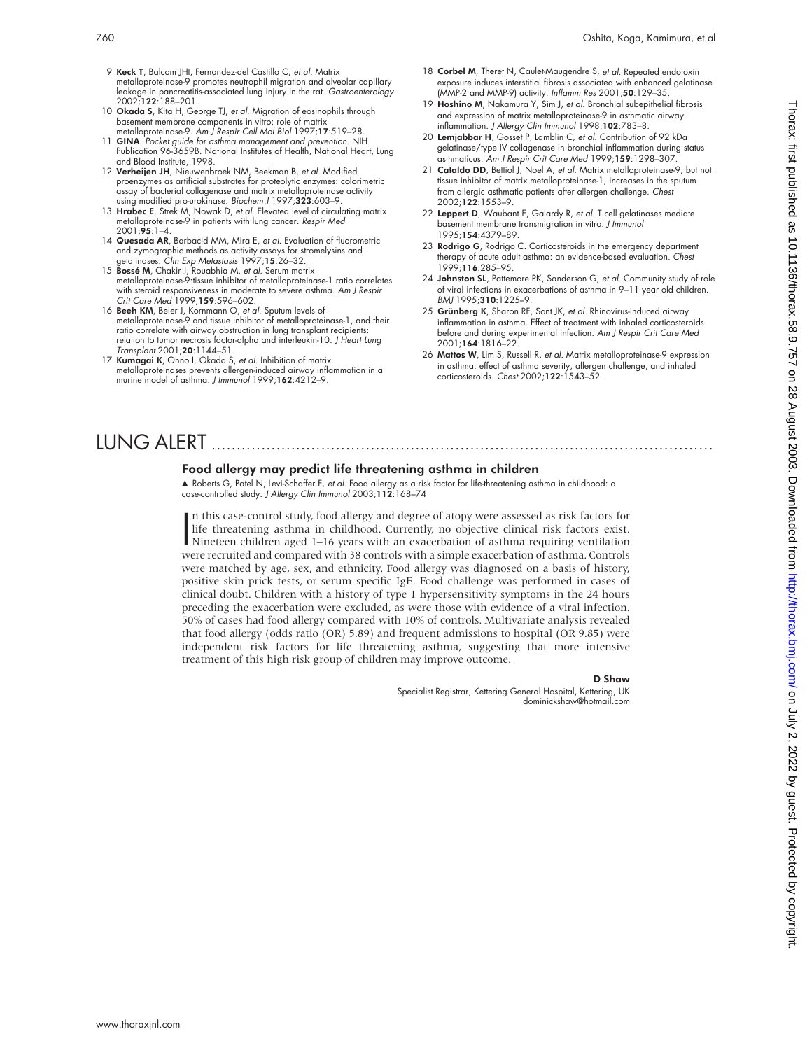9 **Keck T**, Balcom JHt, Fernandez-del Castillo C, *et al*. Matrix metalloproteinase-9 promotes neutrophil migration and alveolar capillary leakage in pancreatitis-associated lung injury in the rat. *Gastroenterology* 2002;**122**:188–201.

10 **Okada S**, Kita H, George TJ, *et al*. Migration of eosinophils through basement membrane components in vitro: role of matrix metalloproteinase-9. *Am J Respir Cell Mol Biol* 1997;**17**:519–28.

11 **GINA**. *Pocket guide for asthma management and prevention*. NIH Publication 96-3659B. National Institutes of Health, National Heart, Lung and Blood Institute, 1998.

12 **Verheijen JH**, Nieuwenbroek NM, Beekman B, *et al*. Modified proenzymes as artificial substrates for proteolytic enzymes: colorimetric assay of bacterial collagenase and matrix metalloproteinase activity using modified pro-urokinase. *Biochem J* 1997;**323**:603–9.

13 **Hrabec E**, Strek M, Nowak D, *et al*. Elevated level of circulating matrix metalloproteinase-9 in patients with lung cancer. *Respir Med* 2001;**95**:1–4.

14 **Quesada AR**, Barbacid MM, Mira E, *et al*. Evaluation of fluorometric and zymographic methods as activity assays for stromelysins and gelatinases. *Clin Exp Metastasis* 1997;**15**:26–32.

15 **Bossé M**, Chakir J, Rouabhia M, *et al*. Serum matrix metalloproteinase-9:tissue inhibitor of metalloproteinase-1 ratio correlates with steroid responsiveness in moderate to severe asthma. *Am J Respir Crit Care Med* 1999;**159**:596–602.

16 **Beeh KM**, Beier J, Kornmann O, *et al*. Sputum levels of metalloproteinase-9 and tissue inhibitor of metalloproteinase-1, and their ratio correlate with airway obstruction in lung transplant recipients: relation to tumor necrosis factor-alpha and interleukin-10. *J Heart Lung Transplant* 2001;**20**:1144–51.

17 **Kumagai K**, Ohno I, Okada S, *et al*. Inhibition of matrix metalloproteinases prevents allergen-induced airway inflammation in a murine model of asthma. *J Immunol* 1999;**162**:4212–9.

18 **Corbel M**, Theret N, Caulet-Maugendre S, *et al*. Repeated endotoxin exposure induces interstitial fibrosis associated with enhanced gelatinase (MMP-2 and MMP-9) activity. *Inflamm Res* 2001;**50**:129–35.

19 **Hoshino M**, Nakamura Y, Sim J, *et al*. Bronchial subepithelial fibrosis and expression of matrix metalloproteinase-9 in asthmatic airway inflammation. *J Allergy Clin Immunol* 1998;**102**:783–8.

20 **Lemjabbar H**, Gosset P, Lamblin C, *et al*. Contribution of 92 kDa gelatinase/type IV collagenase in bronchial inflammation during status asthmaticus. *Am J Respir Crit Care Med* 1999;**159**:1298–307.

21 **Cataldo DD**, Bettiol J, Noel A, *et al*. Matrix metalloproteinase-9, but not tissue inhibitor of matrix metalloproteinase-1, increases in the sputum from allergic asthmatic patients after allergen challenge. *Chest* 2002;**122**:1553–9.

22 **Leppert D**, Waubant E, Galardy R, *et al*. T cell gelatinases mediate basement membrane transmigration in vitro. *J Immunol* 1995;**154**:4379–89.

23 **Rodrigo G**, Rodrigo C. Corticosteroids in the emergency department therapy of acute adult asthma: an evidence-based evaluation. *Chest* 1999;**116**:285–95.

24 **Johnston SL**, Pattemore PK, Sanderson G, *et al*. Community study of role of viral infections in exacerbations of asthma in 9–11 year old children. *BMJ* 1995;**310**:1225–9.

25 **Grünberg K**, Sharon RF, Sont JK, *et al*. Rhinovirus-induced airway inflammation in asthma. Effect of treatment with inhaled corticosteroids before and during experimental infection. *Am J Respir Crit Care Med* 2001;**164**:1816–22.

26 **Mattos W**, Lim S, Russell R, *et al*. Matrix metalloproteinase-9 expression in asthma: effect of asthma severity, allergen challenge, and inhaled corticosteroids. *Chest* 2002;**122**:1543–52.

# LUNG ALERT

## Food allergy may predict life threatening asthma in children

▲ Roberts G, Patel N, Levi-Schaffer F, *et al*. Food allergy as a risk factor for life-threatening asthma in childhood: a case-controlled study. *J Allergy Clin Immunol* 2003;**112**:168–74

In this case-control study, food allergy and degree of atopy were assessed as risk factors for life threatening asthma in childhood. Currently, no objective clinical risk factors exist. Nineteen children aged 1–16 years with an exacerbation of asthma requiring ventilation were recruited and compared with 38 controls with a simple exacerbation of asthma. Controls were matched by age, sex, and ethnicity. Food allergy was diagnosed on a basis of history, positive skin prick tests, or serum specific IgE. Food challenge was performed in cases of clinical doubt. Children with a history of type 1 hypersensitivity symptoms in the 24 hours preceding the exacerbation were excluded, as were those with evidence of a viral infection. 50% of cases had food allergy compared with 10% of controls. Multivariate analysis revealed that food allergy (odds ratio (OR) 5.89) and frequent admissions to hospital (OR 9.85) were independent risk factors for life threatening asthma, suggesting that more intensive treatment of this high risk group of children may improve outcome.

**D Shaw**

Specialist Registrar, Kettering General Hospital, Kettering, UK
dominickshaw@hotmail.com